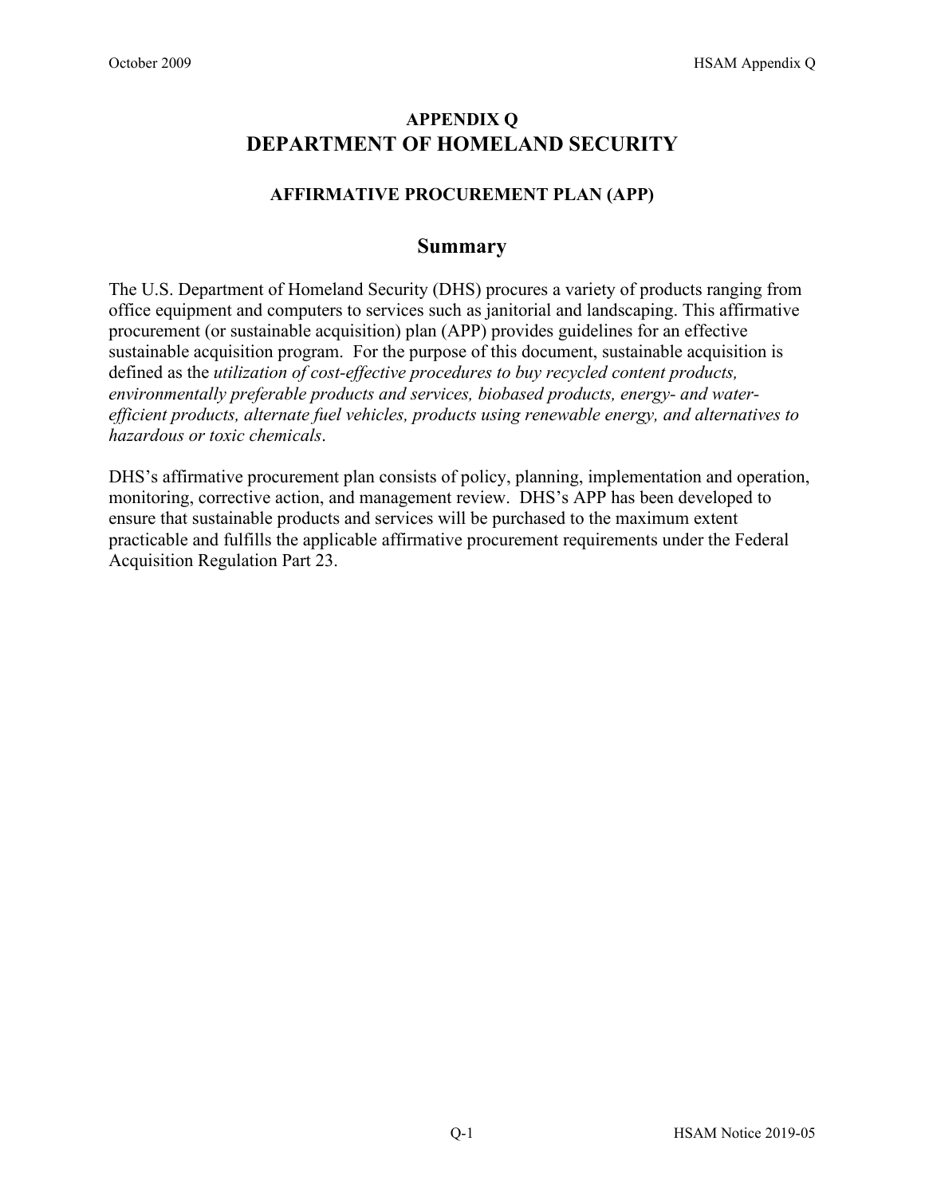# APPENDIX Q
# DEPARTMENT OF HOMELAND SECURITY

### AFFIRMATIVE PROCUREMENT PLAN (APP)

## Summary

The U.S. Department of Homeland Security (DHS) procures a variety of products ranging from office equipment and computers to services such as janitorial and landscaping. This affirmative procurement (or sustainable acquisition) plan (APP) provides guidelines for an effective sustainable acquisition program. For the purpose of this document, sustainable acquisition is defined as the *utilization of cost-effective procedures to buy recycled content products, environmentally preferable products and services, biobased products, energy- and water-efficient products, alternate fuel vehicles, products using renewable energy, and alternatives to hazardous or toxic chemicals*.

DHS's affirmative procurement plan consists of policy, planning, implementation and operation, monitoring, corrective action, and management review. DHS's APP has been developed to ensure that sustainable products and services will be purchased to the maximum extent practicable and fulfills the applicable affirmative procurement requirements under the Federal Acquisition Regulation Part 23.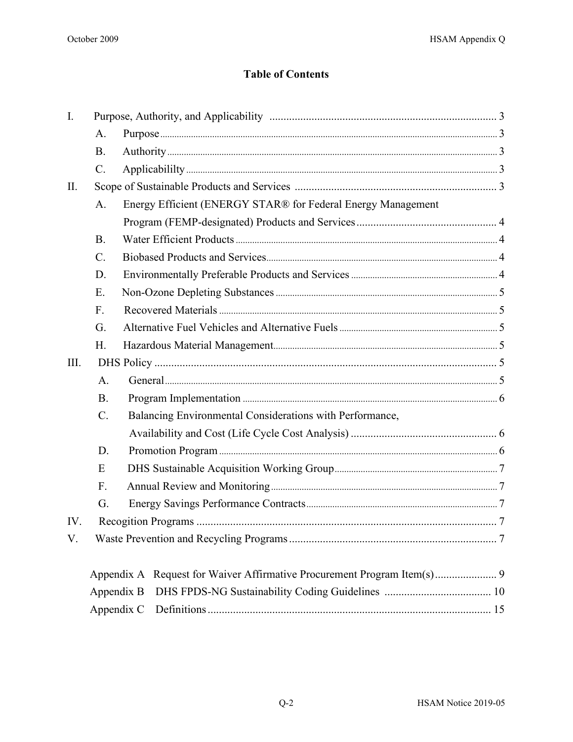# Table of Contents

I. Purpose, Authority, and Applicability ..... 3

- A. Purpose ..... 3
- B. Authority ..... 3
- C. Applicabililty ..... 3

II. Scope of Sustainable Products and Services ..... 3

- A. Energy Efficient (ENERGY STAR® for Federal Energy Management Program (FEMP-designated) Products and Services ..... 4
- B. Water Efficient Products ..... 4
- C. Biobased Products and Services ..... 4
- D. Environmentally Preferable Products and Services ..... 4
- E. Non-Ozone Depleting Substances ..... 5
- F. Recovered Materials ..... 5
- G. Alternative Fuel Vehicles and Alternative Fuels ..... 5
- H. Hazardous Material Management ..... 5

III. DHS Policy ..... 5

- A. General ..... 5
- B. Program Implementation ..... 6
- C. Balancing Environmental Considerations with Performance, Availability and Cost (Life Cycle Cost Analysis) ..... 6
- D. Promotion Program ..... 6
- E DHS Sustainable Acquisition Working Group ..... 7
- F. Annual Review and Monitoring ..... 7
- G. Energy Savings Performance Contracts ..... 7

IV. Recogition Programs ..... 7

V. Waste Prevention and Recycling Programs ..... 7

Appendix A Request for Waiver Affirmative Procurement Program Item(s) ..... 9

Appendix B DHS FPDS-NG Sustainability Coding Guidelines ..... 10

Appendix C Definitions ..... 15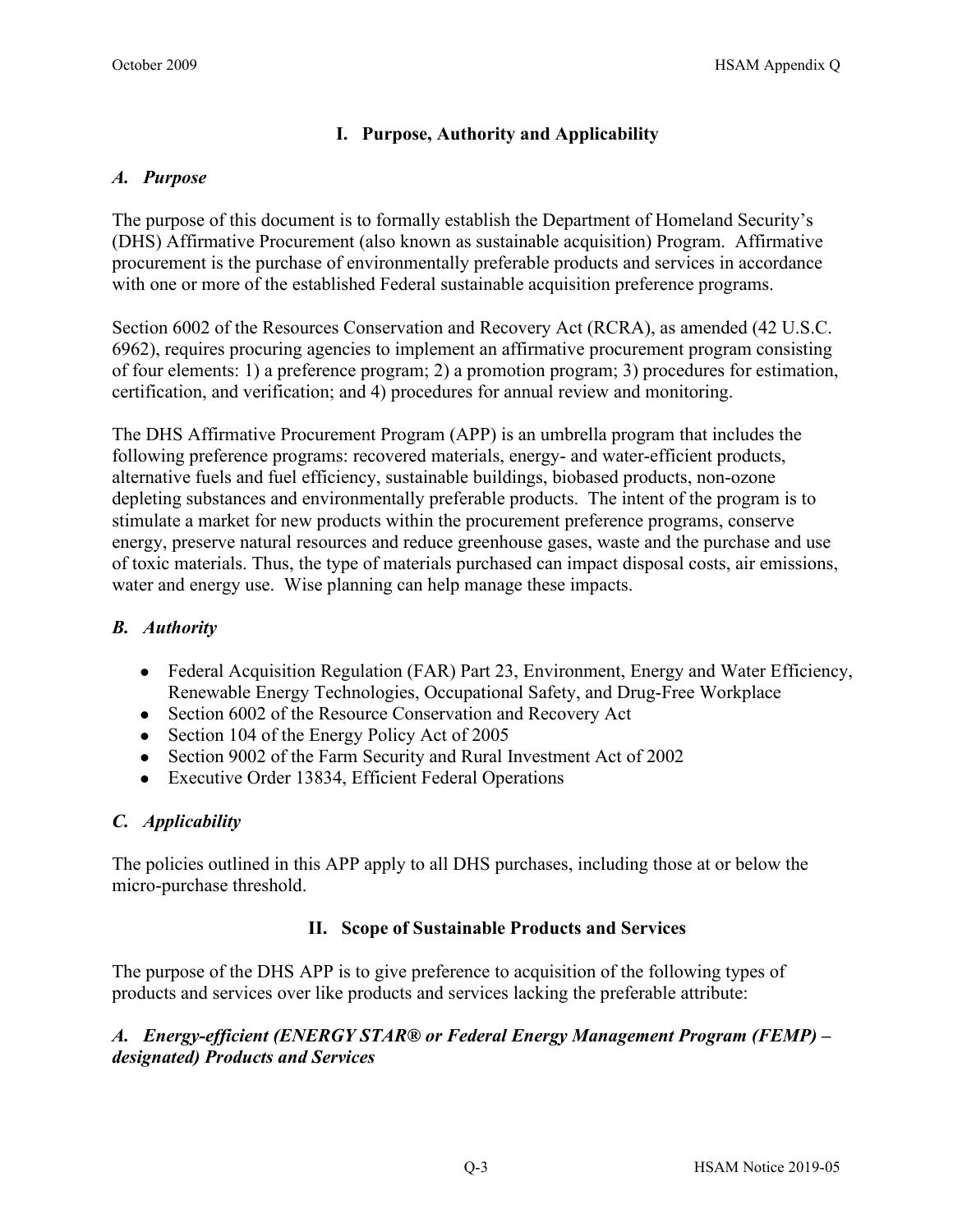## I. Purpose, Authority and Applicability

### *A. Purpose*

The purpose of this document is to formally establish the Department of Homeland Security's (DHS) Affirmative Procurement (also known as sustainable acquisition) Program. Affirmative procurement is the purchase of environmentally preferable products and services in accordance with one or more of the established Federal sustainable acquisition preference programs.

Section 6002 of the Resources Conservation and Recovery Act (RCRA), as amended (42 U.S.C. 6962), requires procuring agencies to implement an affirmative procurement program consisting of four elements: 1) a preference program; 2) a promotion program; 3) procedures for estimation, certification, and verification; and 4) procedures for annual review and monitoring.

The DHS Affirmative Procurement Program (APP) is an umbrella program that includes the following preference programs: recovered materials, energy- and water-efficient products, alternative fuels and fuel efficiency, sustainable buildings, biobased products, non-ozone depleting substances and environmentally preferable products. The intent of the program is to stimulate a market for new products within the procurement preference programs, conserve energy, preserve natural resources and reduce greenhouse gases, waste and the purchase and use of toxic materials. Thus, the type of materials purchased can impact disposal costs, air emissions, water and energy use. Wise planning can help manage these impacts.

### *B. Authority*

- Federal Acquisition Regulation (FAR) Part 23, Environment, Energy and Water Efficiency, Renewable Energy Technologies, Occupational Safety, and Drug-Free Workplace
- Section 6002 of the Resource Conservation and Recovery Act
- Section 104 of the Energy Policy Act of 2005
- Section 9002 of the Farm Security and Rural Investment Act of 2002
- Executive Order 13834, Efficient Federal Operations

### *C. Applicability*

The policies outlined in this APP apply to all DHS purchases, including those at or below the micro-purchase threshold.

## II. Scope of Sustainable Products and Services

The purpose of the DHS APP is to give preference to acquisition of the following types of products and services over like products and services lacking the preferable attribute:

### *A. Energy-efficient (ENERGY STAR® or Federal Energy Management Program (FEMP) – designated) Products and Services*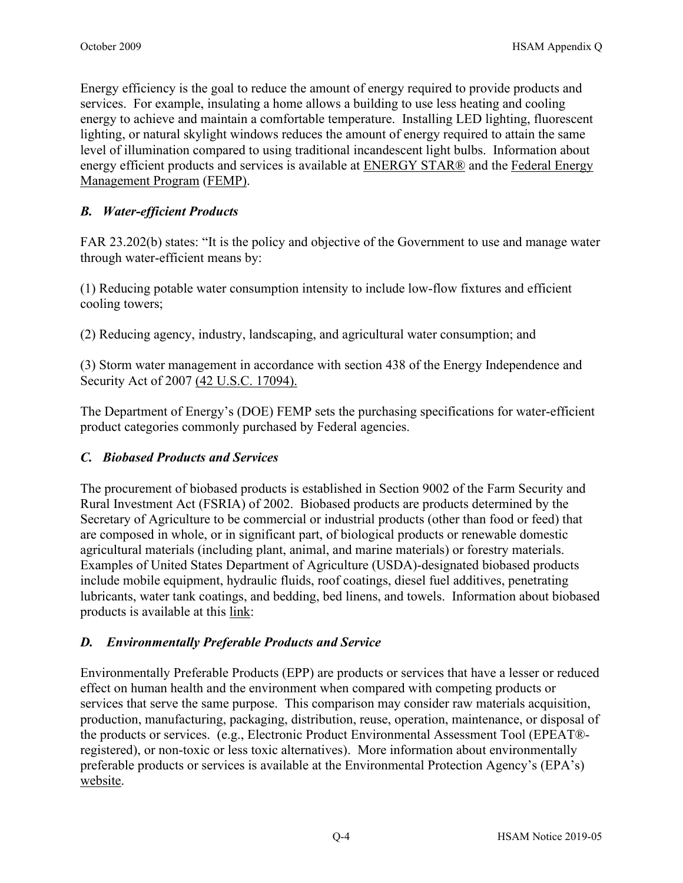Energy efficiency is the goal to reduce the amount of energy required to provide products and services. For example, insulating a home allows a building to use less heating and cooling energy to achieve and maintain a comfortable temperature. Installing LED lighting, fluorescent lighting, or natural skylight windows reduces the amount of energy required to attain the same level of illumination compared to using traditional incandescent light bulbs. Information about energy efficient products and services is available at ENERGY STAR® and the Federal Energy Management Program (FEMP).

### *B. Water-efficient Products*

FAR 23.202(b) states: "It is the policy and objective of the Government to use and manage water through water-efficient means by:

(1) Reducing potable water consumption intensity to include low-flow fixtures and efficient cooling towers;

(2) Reducing agency, industry, landscaping, and agricultural water consumption; and

(3) Storm water management in accordance with section 438 of the Energy Independence and Security Act of 2007 (42 U.S.C. 17094).

The Department of Energy's (DOE) FEMP sets the purchasing specifications for water-efficient product categories commonly purchased by Federal agencies.

### *C. Biobased Products and Services*

The procurement of biobased products is established in Section 9002 of the Farm Security and Rural Investment Act (FSRIA) of 2002. Biobased products are products determined by the Secretary of Agriculture to be commercial or industrial products (other than food or feed) that are composed in whole, or in significant part, of biological products or renewable domestic agricultural materials (including plant, animal, and marine materials) or forestry materials. Examples of United States Department of Agriculture (USDA)-designated biobased products include mobile equipment, hydraulic fluids, roof coatings, diesel fuel additives, penetrating lubricants, water tank coatings, and bedding, bed linens, and towels. Information about biobased products is available at this link:

### *D. Environmentally Preferable Products and Service*

Environmentally Preferable Products (EPP) are products or services that have a lesser or reduced effect on human health and the environment when compared with competing products or services that serve the same purpose. This comparison may consider raw materials acquisition, production, manufacturing, packaging, distribution, reuse, operation, maintenance, or disposal of the products or services. (e.g., Electronic Product Environmental Assessment Tool (EPEAT®-registered), or non-toxic or less toxic alternatives). More information about environmentally preferable products or services is available at the Environmental Protection Agency's (EPA's) website.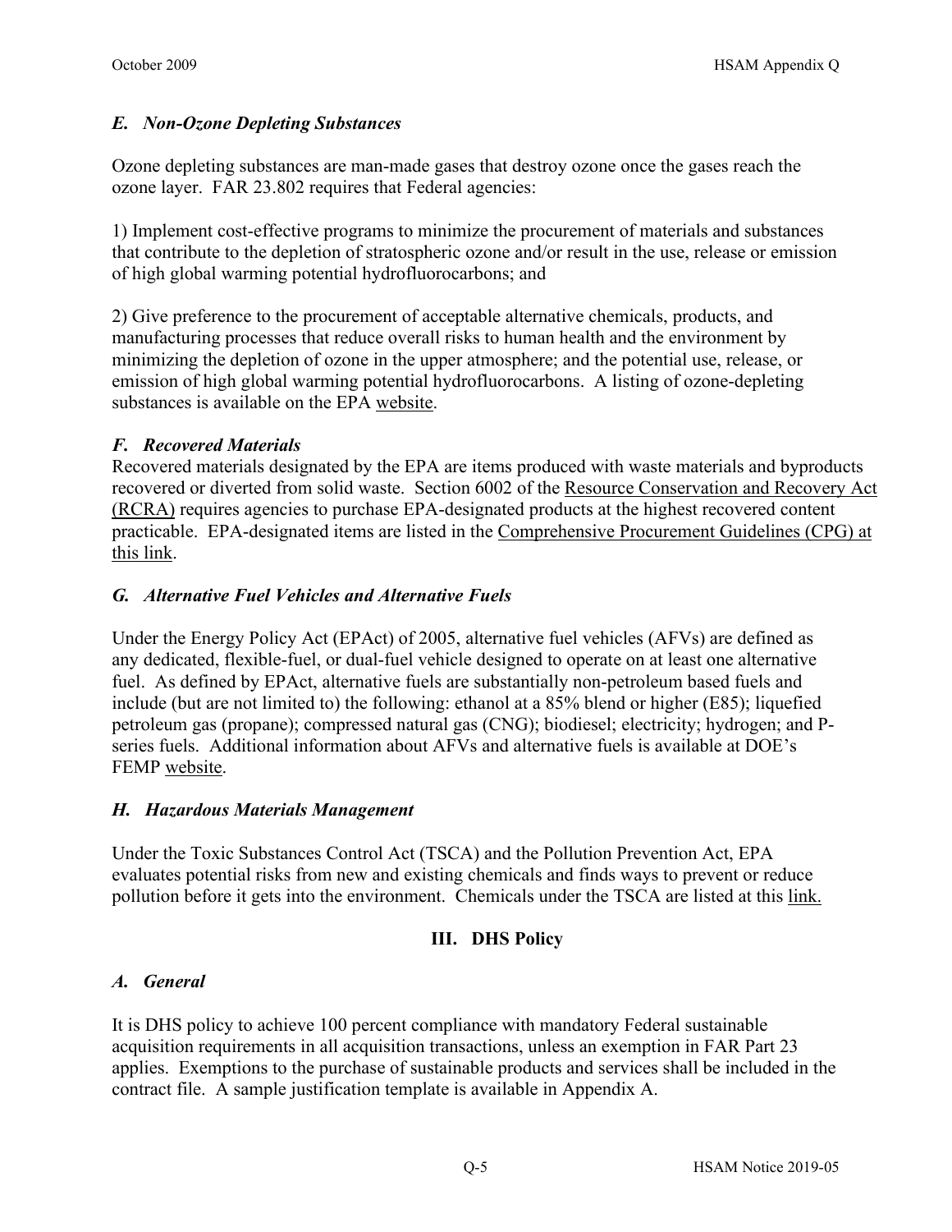### *E. Non-Ozone Depleting Substances*

Ozone depleting substances are man-made gases that destroy ozone once the gases reach the ozone layer. FAR 23.802 requires that Federal agencies:

1) Implement cost-effective programs to minimize the procurement of materials and substances that contribute to the depletion of stratospheric ozone and/or result in the use, release or emission of high global warming potential hydrofluorocarbons; and

2) Give preference to the procurement of acceptable alternative chemicals, products, and manufacturing processes that reduce overall risks to human health and the environment by minimizing the depletion of ozone in the upper atmosphere; and the potential use, release, or emission of high global warming potential hydrofluorocarbons. A listing of ozone-depleting substances is available on the EPA website.

### *F. Recovered Materials*

Recovered materials designated by the EPA are items produced with waste materials and byproducts recovered or diverted from solid waste. Section 6002 of the Resource Conservation and Recovery Act (RCRA) requires agencies to purchase EPA-designated products at the highest recovered content practicable. EPA-designated items are listed in the Comprehensive Procurement Guidelines (CPG) at this link.

### *G. Alternative Fuel Vehicles and Alternative Fuels*

Under the Energy Policy Act (EPAct) of 2005, alternative fuel vehicles (AFVs) are defined as any dedicated, flexible-fuel, or dual-fuel vehicle designed to operate on at least one alternative fuel. As defined by EPAct, alternative fuels are substantially non-petroleum based fuels and include (but are not limited to) the following: ethanol at a 85% blend or higher (E85); liquefied petroleum gas (propane); compressed natural gas (CNG); biodiesel; electricity; hydrogen; and P-series fuels. Additional information about AFVs and alternative fuels is available at DOE's FEMP website.

### *H. Hazardous Materials Management*

Under the Toxic Substances Control Act (TSCA) and the Pollution Prevention Act, EPA evaluates potential risks from new and existing chemicals and finds ways to prevent or reduce pollution before it gets into the environment. Chemicals under the TSCA are listed at this link.

## III. DHS Policy

### *A. General*

It is DHS policy to achieve 100 percent compliance with mandatory Federal sustainable acquisition requirements in all acquisition transactions, unless an exemption in FAR Part 23 applies. Exemptions to the purchase of sustainable products and services shall be included in the contract file. A sample justification template is available in Appendix A.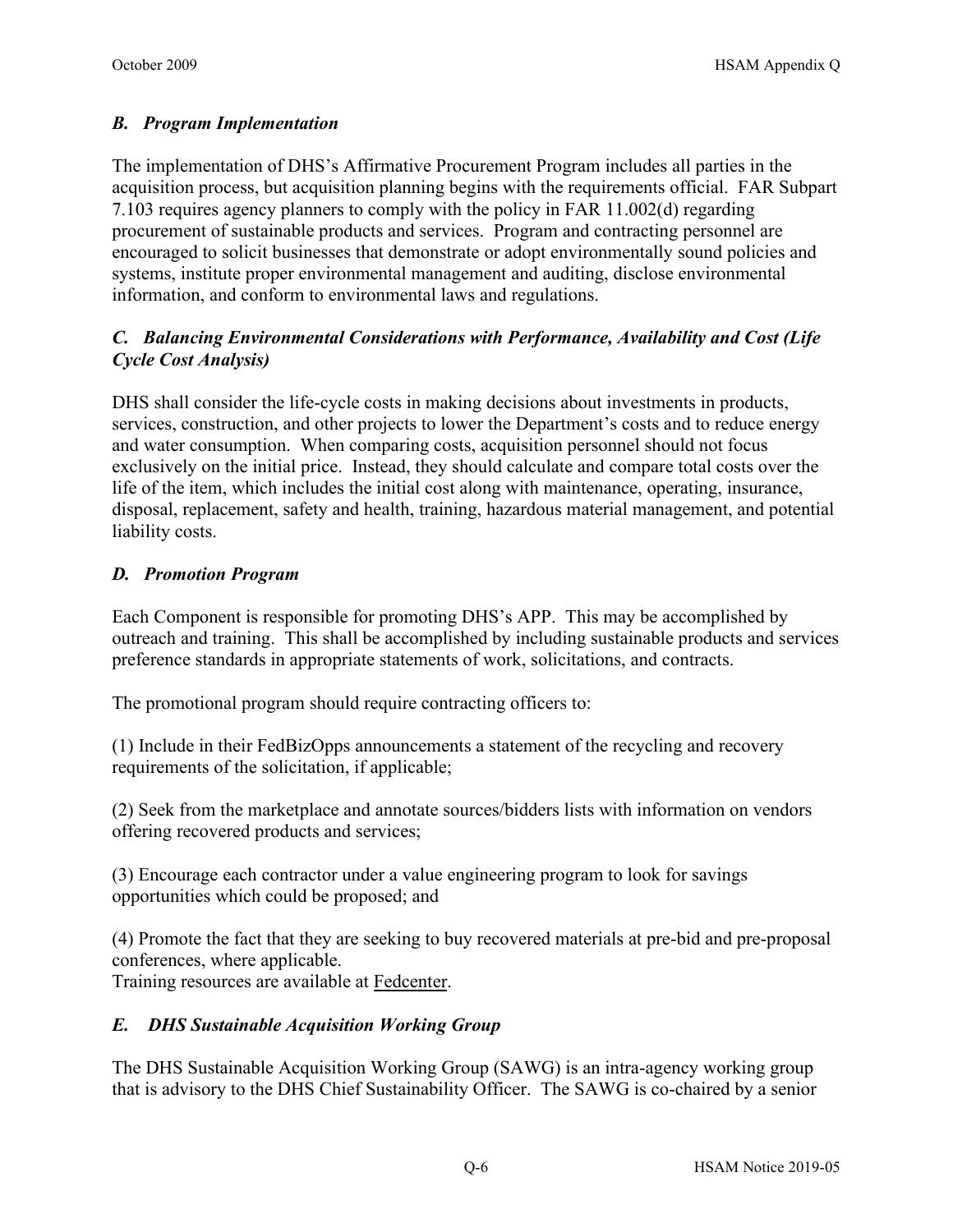### *B. Program Implementation*

The implementation of DHS's Affirmative Procurement Program includes all parties in the acquisition process, but acquisition planning begins with the requirements official. FAR Subpart 7.103 requires agency planners to comply with the policy in FAR 11.002(d) regarding procurement of sustainable products and services. Program and contracting personnel are encouraged to solicit businesses that demonstrate or adopt environmentally sound policies and systems, institute proper environmental management and auditing, disclose environmental information, and conform to environmental laws and regulations.

### *C. Balancing Environmental Considerations with Performance, Availability and Cost (Life Cycle Cost Analysis)*

DHS shall consider the life-cycle costs in making decisions about investments in products, services, construction, and other projects to lower the Department's costs and to reduce energy and water consumption. When comparing costs, acquisition personnel should not focus exclusively on the initial price. Instead, they should calculate and compare total costs over the life of the item, which includes the initial cost along with maintenance, operating, insurance, disposal, replacement, safety and health, training, hazardous material management, and potential liability costs.

### *D. Promotion Program*

Each Component is responsible for promoting DHS's APP. This may be accomplished by outreach and training. This shall be accomplished by including sustainable products and services preference standards in appropriate statements of work, solicitations, and contracts.

The promotional program should require contracting officers to:

(1) Include in their FedBizOpps announcements a statement of the recycling and recovery requirements of the solicitation, if applicable;

(2) Seek from the marketplace and annotate sources/bidders lists with information on vendors offering recovered products and services;

(3) Encourage each contractor under a value engineering program to look for savings opportunities which could be proposed; and

(4) Promote the fact that they are seeking to buy recovered materials at pre-bid and pre-proposal conferences, where applicable.
Training resources are available at Fedcenter.

### *E. DHS Sustainable Acquisition Working Group*

The DHS Sustainable Acquisition Working Group (SAWG) is an intra-agency working group that is advisory to the DHS Chief Sustainability Officer. The SAWG is co-chaired by a senior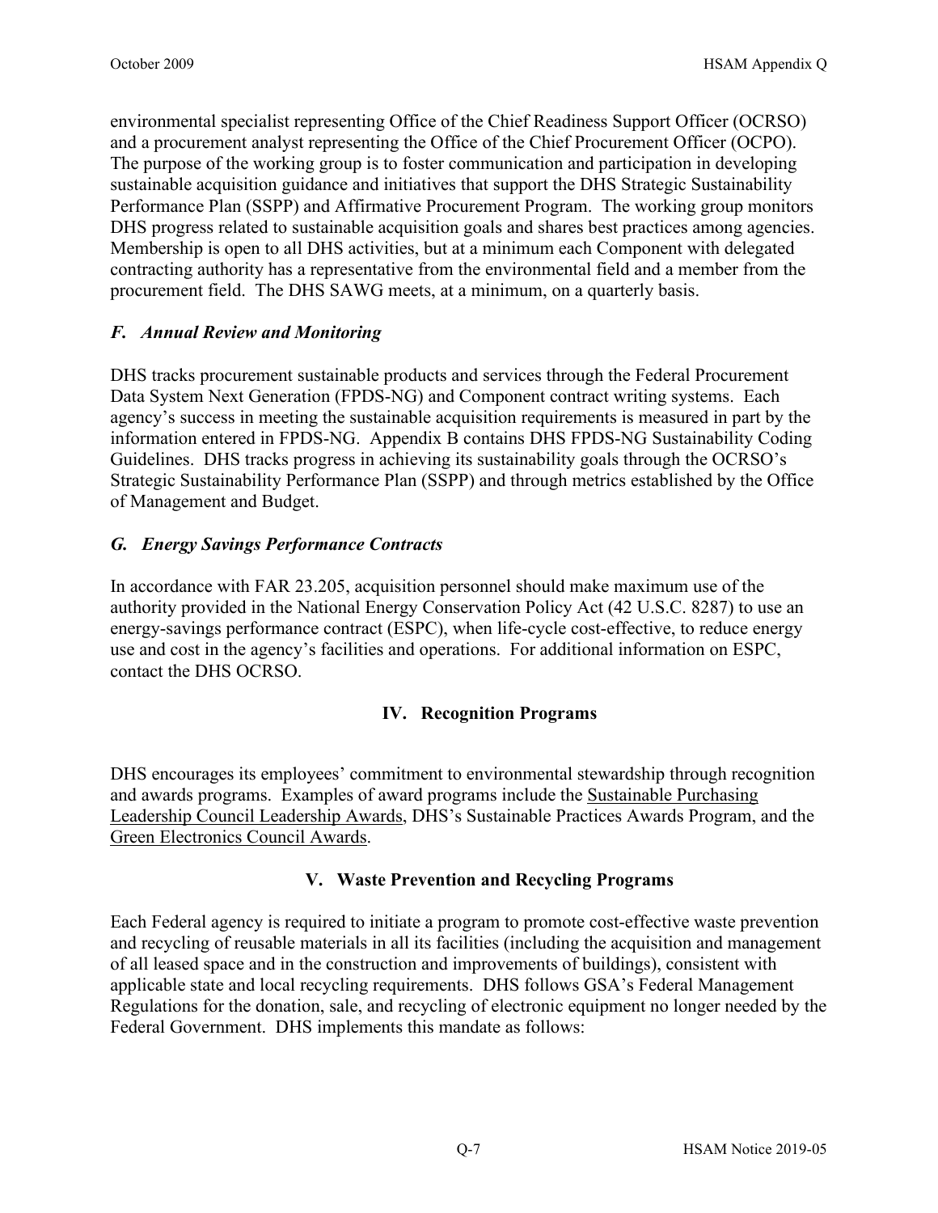environmental specialist representing Office of the Chief Readiness Support Officer (OCRSO) and a procurement analyst representing the Office of the Chief Procurement Officer (OCPO). The purpose of the working group is to foster communication and participation in developing sustainable acquisition guidance and initiatives that support the DHS Strategic Sustainability Performance Plan (SSPP) and Affirmative Procurement Program. The working group monitors DHS progress related to sustainable acquisition goals and shares best practices among agencies. Membership is open to all DHS activities, but at a minimum each Component with delegated contracting authority has a representative from the environmental field and a member from the procurement field. The DHS SAWG meets, at a minimum, on a quarterly basis.

### *F. Annual Review and Monitoring*

DHS tracks procurement sustainable products and services through the Federal Procurement Data System Next Generation (FPDS-NG) and Component contract writing systems. Each agency's success in meeting the sustainable acquisition requirements is measured in part by the information entered in FPDS-NG. Appendix B contains DHS FPDS-NG Sustainability Coding Guidelines. DHS tracks progress in achieving its sustainability goals through the OCRSO's Strategic Sustainability Performance Plan (SSPP) and through metrics established by the Office of Management and Budget.

### *G. Energy Savings Performance Contracts*

In accordance with FAR 23.205, acquisition personnel should make maximum use of the authority provided in the National Energy Conservation Policy Act (42 U.S.C. 8287) to use an energy-savings performance contract (ESPC), when life-cycle cost-effective, to reduce energy use and cost in the agency's facilities and operations. For additional information on ESPC, contact the DHS OCRSO.

## IV. Recognition Programs

DHS encourages its employees' commitment to environmental stewardship through recognition and awards programs. Examples of award programs include the Sustainable Purchasing Leadership Council Leadership Awards, DHS's Sustainable Practices Awards Program, and the Green Electronics Council Awards.

## V. Waste Prevention and Recycling Programs

Each Federal agency is required to initiate a program to promote cost-effective waste prevention and recycling of reusable materials in all its facilities (including the acquisition and management of all leased space and in the construction and improvements of buildings), consistent with applicable state and local recycling requirements. DHS follows GSA's Federal Management Regulations for the donation, sale, and recycling of electronic equipment no longer needed by the Federal Government. DHS implements this mandate as follows: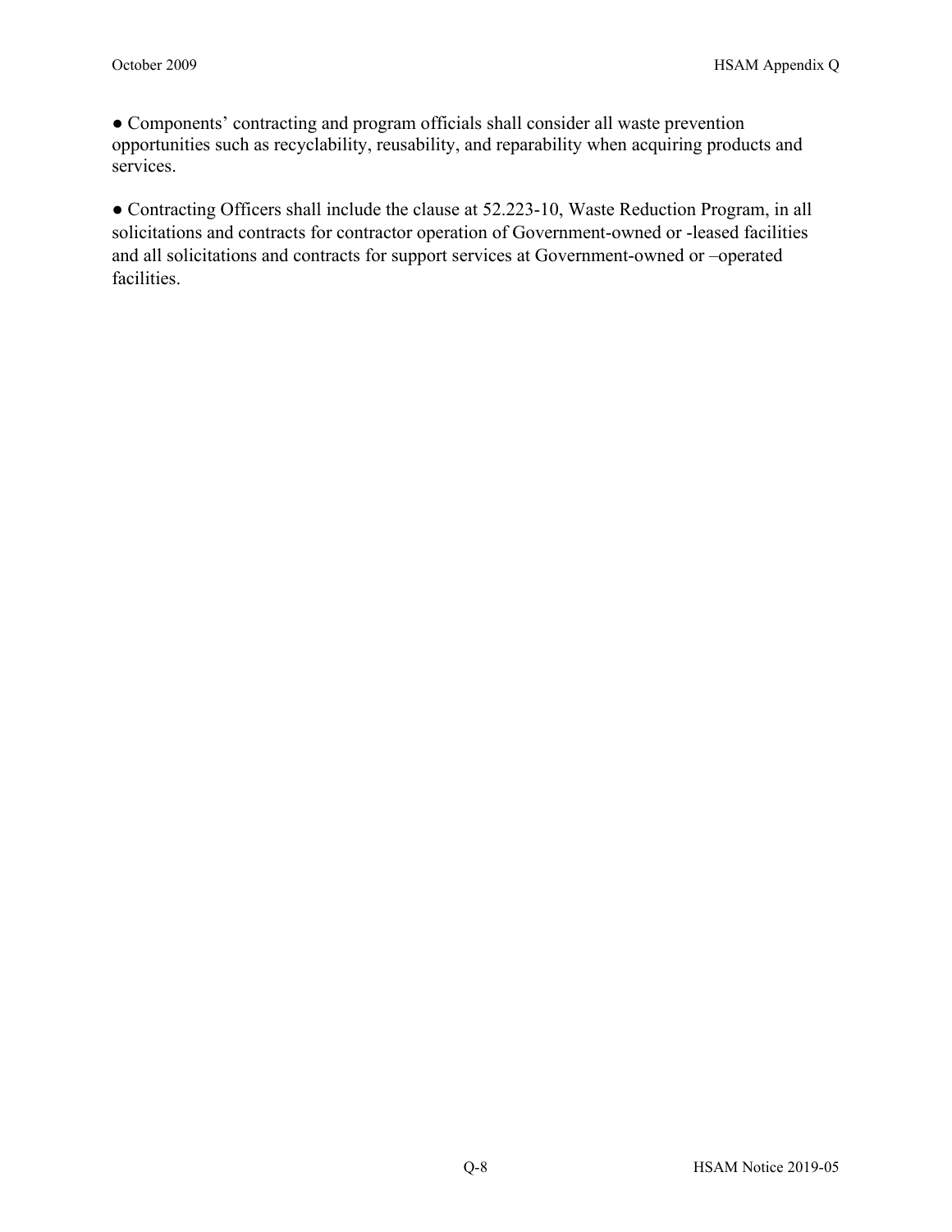● Components' contracting and program officials shall consider all waste prevention opportunities such as recyclability, reusability, and reparability when acquiring products and services.

● Contracting Officers shall include the clause at 52.223-10, Waste Reduction Program, in all solicitations and contracts for contractor operation of Government-owned or -leased facilities and all solicitations and contracts for support services at Government-owned or –operated facilities.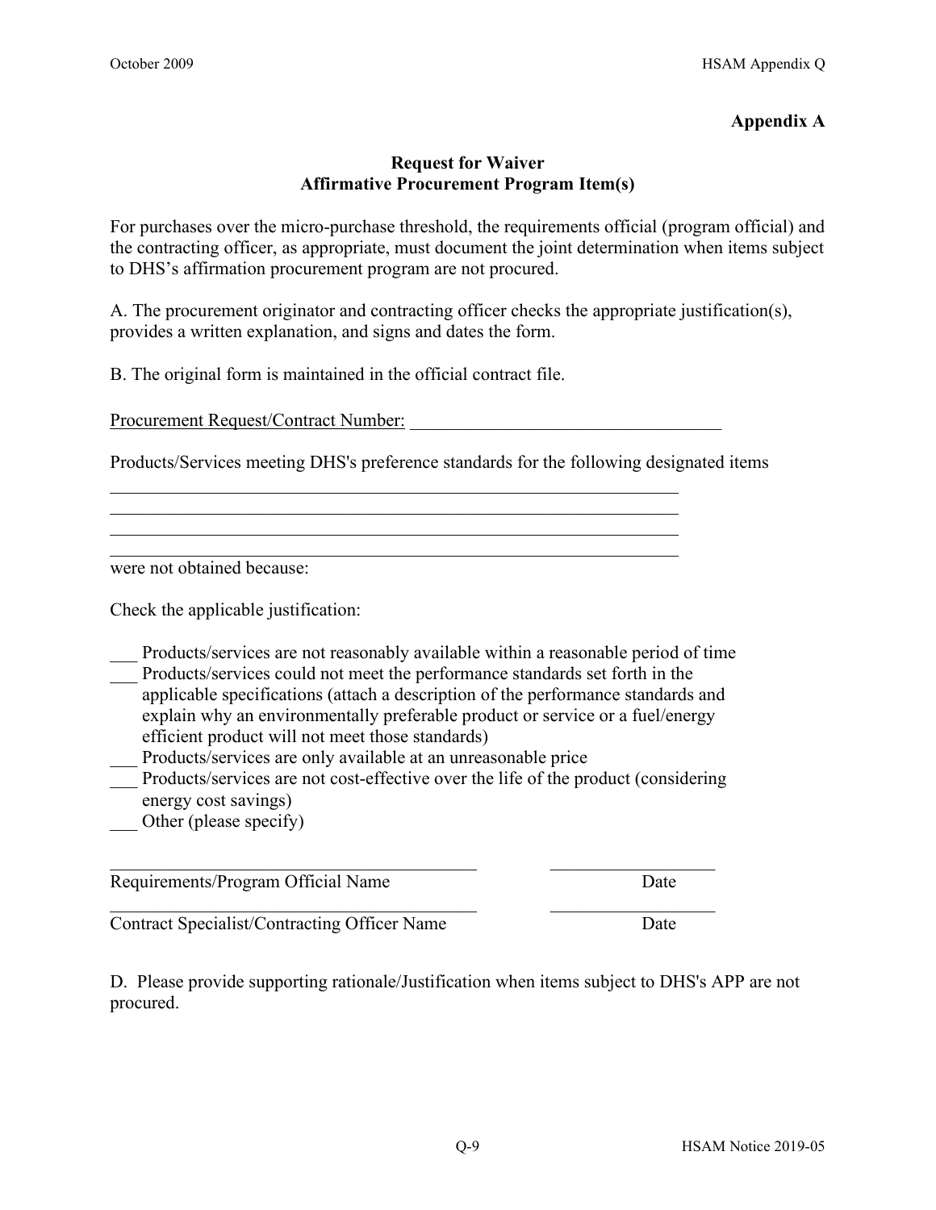**Appendix A**

**Request for Waiver**
**Affirmative Procurement Program Item(s)**

For purchases over the micro-purchase threshold, the requirements official (program official) and the contracting officer, as appropriate, must document the joint determination when items subject to DHS's affirmation procurement program are not procured.

A. The procurement originator and contracting officer checks the appropriate justification(s), provides a written explanation, and signs and dates the form.

B. The original form is maintained in the official contract file.

Procurement Request/Contract Number: ___________________________________

Products/Services meeting DHS's preference standards for the following designated items

________________________________________________________________
________________________________________________________________
________________________________________________________________
________________________________________________________________

were not obtained because:

Check the applicable justification:

___ Products/services are not reasonably available within a reasonable period of time
___ Products/services could not meet the performance standards set forth in the applicable specifications (attach a description of the performance standards and explain why an environmentally preferable product or service or a fuel/energy efficient product will not meet those standards)
___ Products/services are only available at an unreasonable price
___ Products/services are not cost-effective over the life of the product (considering energy cost savings)
___ Other (please specify)

_________________________________________ __________________
Requirements/Program Official Name Date

_________________________________________ __________________
Contract Specialist/Contracting Officer Name Date

D. Please provide supporting rationale/Justification when items subject to DHS's APP are not procured.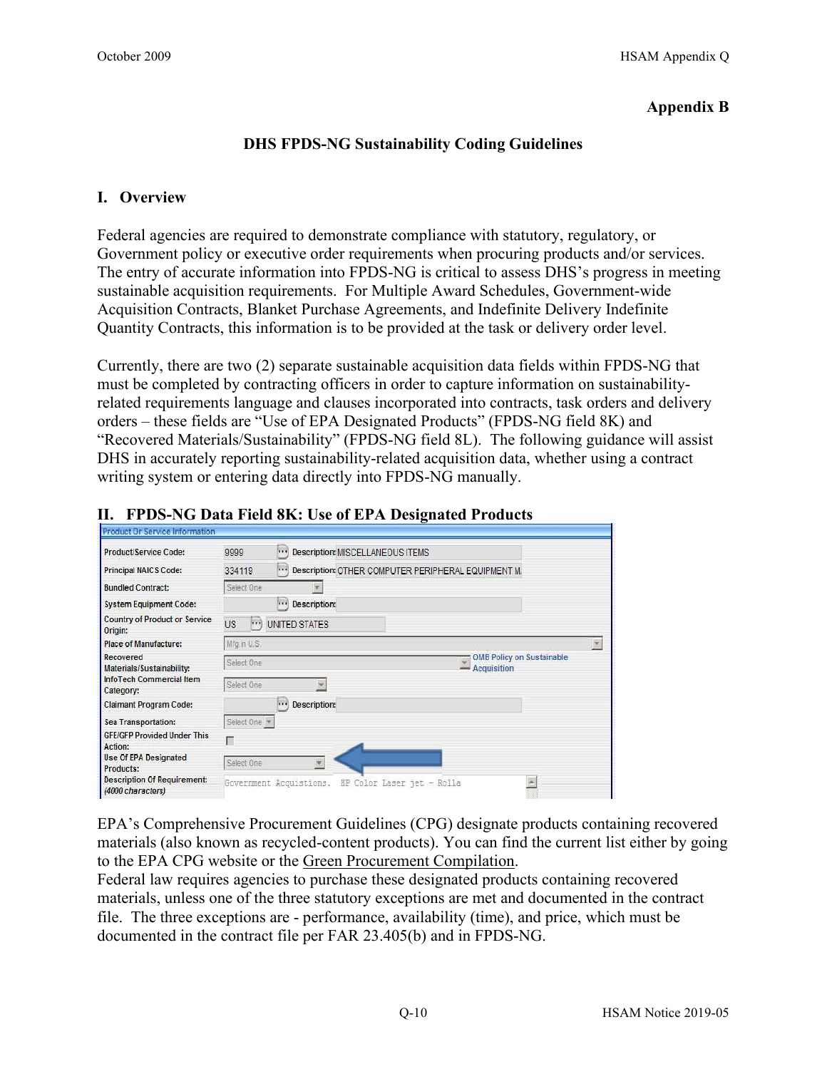**Appendix B**

**DHS FPDS-NG Sustainability Coding Guidelines**

## I. Overview

Federal agencies are required to demonstrate compliance with statutory, regulatory, or Government policy or executive order requirements when procuring products and/or services. The entry of accurate information into FPDS-NG is critical to assess DHS's progress in meeting sustainable acquisition requirements. For Multiple Award Schedules, Government-wide Acquisition Contracts, Blanket Purchase Agreements, and Indefinite Delivery Indefinite Quantity Contracts, this information is to be provided at the task or delivery order level.

Currently, there are two (2) separate sustainable acquisition data fields within FPDS-NG that must be completed by contracting officers in order to capture information on sustainability-related requirements language and clauses incorporated into contracts, task orders and delivery orders – these fields are "Use of EPA Designated Products" (FPDS-NG field 8K) and "Recovered Materials/Sustainability" (FPDS-NG field 8L). The following guidance will assist DHS in accurately reporting sustainability-related acquisition data, whether using a contract writing system or entering data directly into FPDS-NG manually.

## II. FPDS-NG Data Field 8K: Use of EPA Designated Products

| Product Or Service Information | | |
|---|---|---|
| Product/Service Code: | 9999 | Description: MISCELLANEOUS ITEMS |
| Principal NAICS Code: | 334119 | Description: OTHER COMPUTER PERIPHERAL EQUIPMENT M. |
| Bundled Contract: | Select One | |
| System Equipment Code: | | Description: |
| Country of Product or Service Origin: | US | UNITED STATES |
| Place of Manufacture: | Mfg in U.S. | |
| Recovered Materials/Sustainability: | Select One | OMB Policy on Sustainable Acquisition |
| InfoTech Commercial Item Category: | Select One | |
| Claimant Program Code: | | Description: |
| Sea Transportation: | Select One | |
| GFE/GFP Provided Under This Action: | ☐ | |
| Use Of EPA Designated Products: | Select One | |
| Description Of Requirement: (4000 characters) | Government Acquistions. HP Color Laser jet - Rolla | |

EPA's Comprehensive Procurement Guidelines (CPG) designate products containing recovered materials (also known as recycled-content products). You can find the current list either by going to the EPA CPG website or the Green Procurement Compilation.

Federal law requires agencies to purchase these designated products containing recovered materials, unless one of the three statutory exceptions are met and documented in the contract file. The three exceptions are - performance, availability (time), and price, which must be documented in the contract file per FAR 23.405(b) and in FPDS-NG.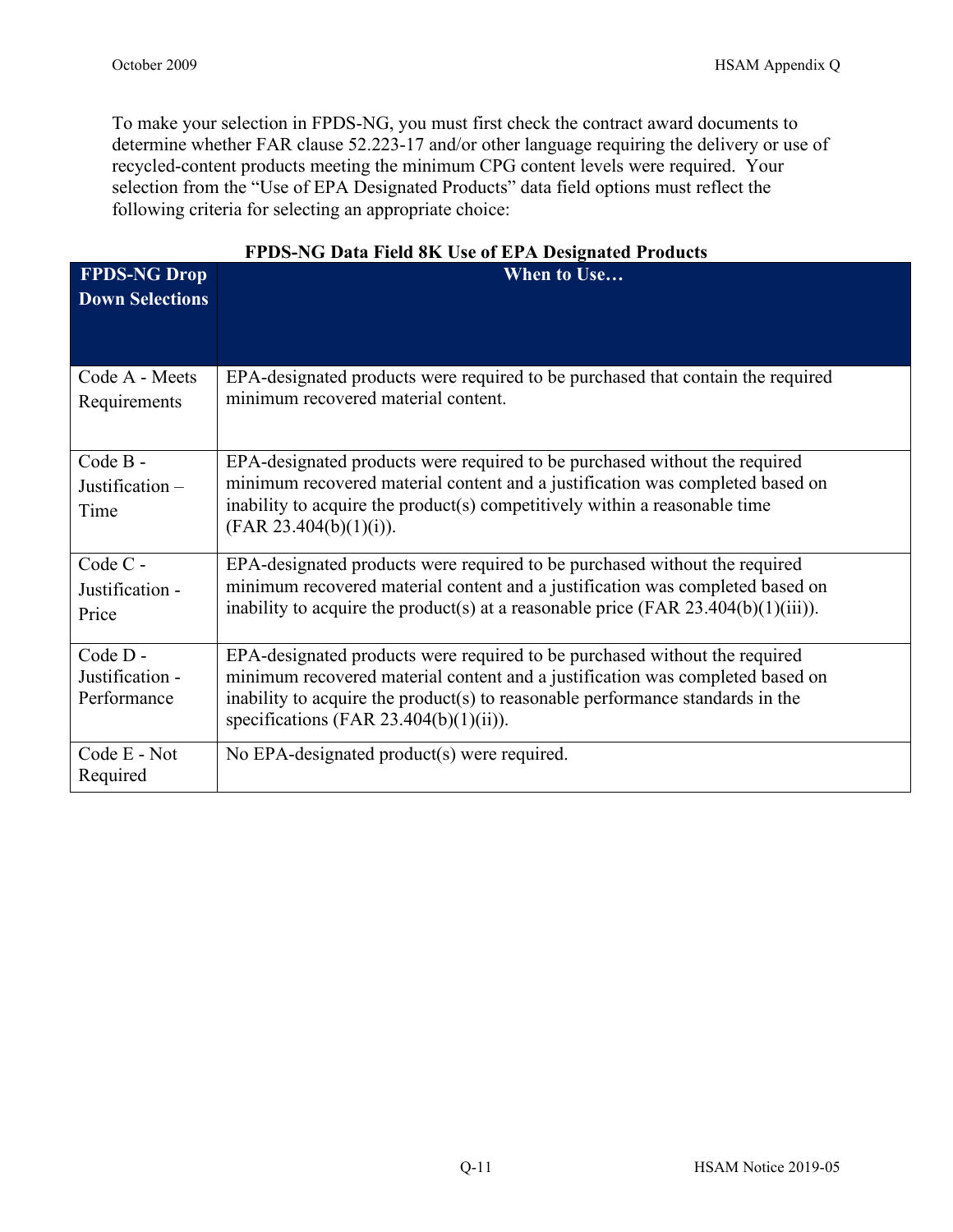To make your selection in FPDS-NG, you must first check the contract award documents to determine whether FAR clause 52.223-17 and/or other language requiring the delivery or use of recycled-content products meeting the minimum CPG content levels were required. Your selection from the "Use of EPA Designated Products" data field options must reflect the following criteria for selecting an appropriate choice:

**FPDS-NG Data Field 8K Use of EPA Designated Products**

| FPDS-NG Drop Down Selections | When to Use… |
|---|---|
| Code A - Meets Requirements | EPA-designated products were required to be purchased that contain the required minimum recovered material content. |
| Code B - Justification – Time | EPA-designated products were required to be purchased without the required minimum recovered material content and a justification was completed based on inability to acquire the product(s) competitively within a reasonable time (FAR 23.404(b)(1)(i)). |
| Code C - Justification - Price | EPA-designated products were required to be purchased without the required minimum recovered material content and a justification was completed based on inability to acquire the product(s) at a reasonable price (FAR 23.404(b)(1)(iii)). |
| Code D - Justification - Performance | EPA-designated products were required to be purchased without the required minimum recovered material content and a justification was completed based on inability to acquire the product(s) to reasonable performance standards in the specifications (FAR 23.404(b)(1)(ii)). |
| Code E - Not Required | No EPA-designated product(s) were required. |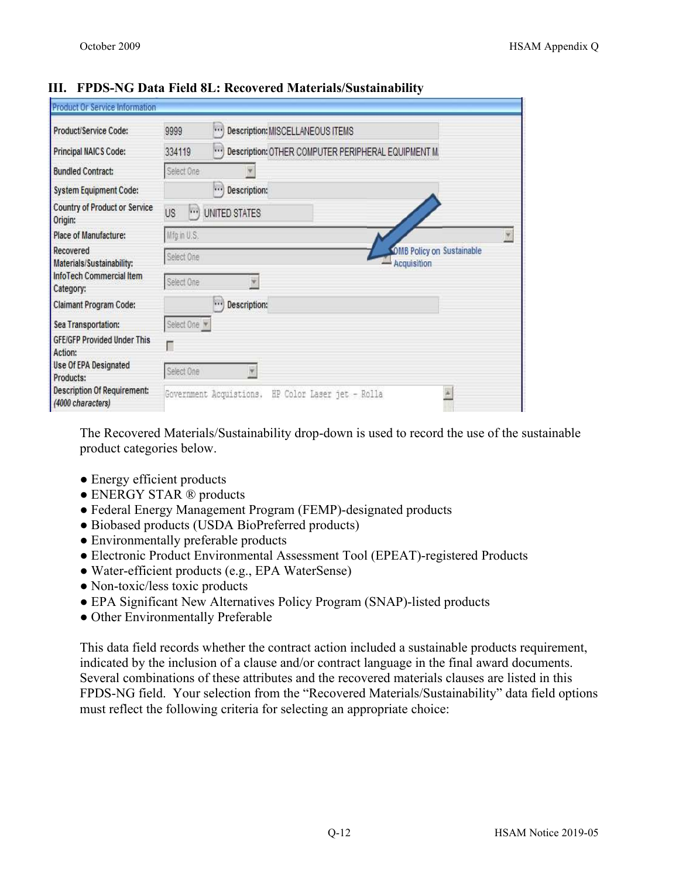### III. FPDS-NG Data Field 8L: Recovered Materials/Sustainability

| Product Or Service Information | |
|---|---|
| Product/Service Code: | 9999 Description: MISCELLANEOUS ITEMS |
| Principal NAICS Code: | 334119 Description: OTHER COMPUTER PERIPHERAL EQUIPMENT M |
| Bundled Contract: | Select One |
| System Equipment Code: | Description: |
| Country of Product or Service Origin: | US UNITED STATES |
| Place of Manufacture: | Mfg in U.S. |
| Recovered Materials/Sustainability: | Select One — OMB Policy on Sustainable Acquisition |
| InfoTech Commercial Item Category: | Select One |
| Claimant Program Code: | Description: |
| Sea Transportation: | Select One |
| GFE/GFP Provided Under This Action: | ☐ |
| Use Of EPA Designated Products: | Select One |
| Description Of Requirement: (4000 characters) | Government Acquistions. HP Color Laser jet - Rolla |

The Recovered Materials/Sustainability drop-down is used to record the use of the sustainable product categories below.

- Energy efficient products
- ENERGY STAR ® products
- Federal Energy Management Program (FEMP)-designated products
- Biobased products (USDA BioPreferred products)
- Environmentally preferable products
- Electronic Product Environmental Assessment Tool (EPEAT)-registered Products
- Water-efficient products (e.g., EPA WaterSense)
- Non-toxic/less toxic products
- EPA Significant New Alternatives Policy Program (SNAP)-listed products
- Other Environmentally Preferable

This data field records whether the contract action included a sustainable products requirement, indicated by the inclusion of a clause and/or contract language in the final award documents. Several combinations of these attributes and the recovered materials clauses are listed in this FPDS-NG field. Your selection from the "Recovered Materials/Sustainability" data field options must reflect the following criteria for selecting an appropriate choice: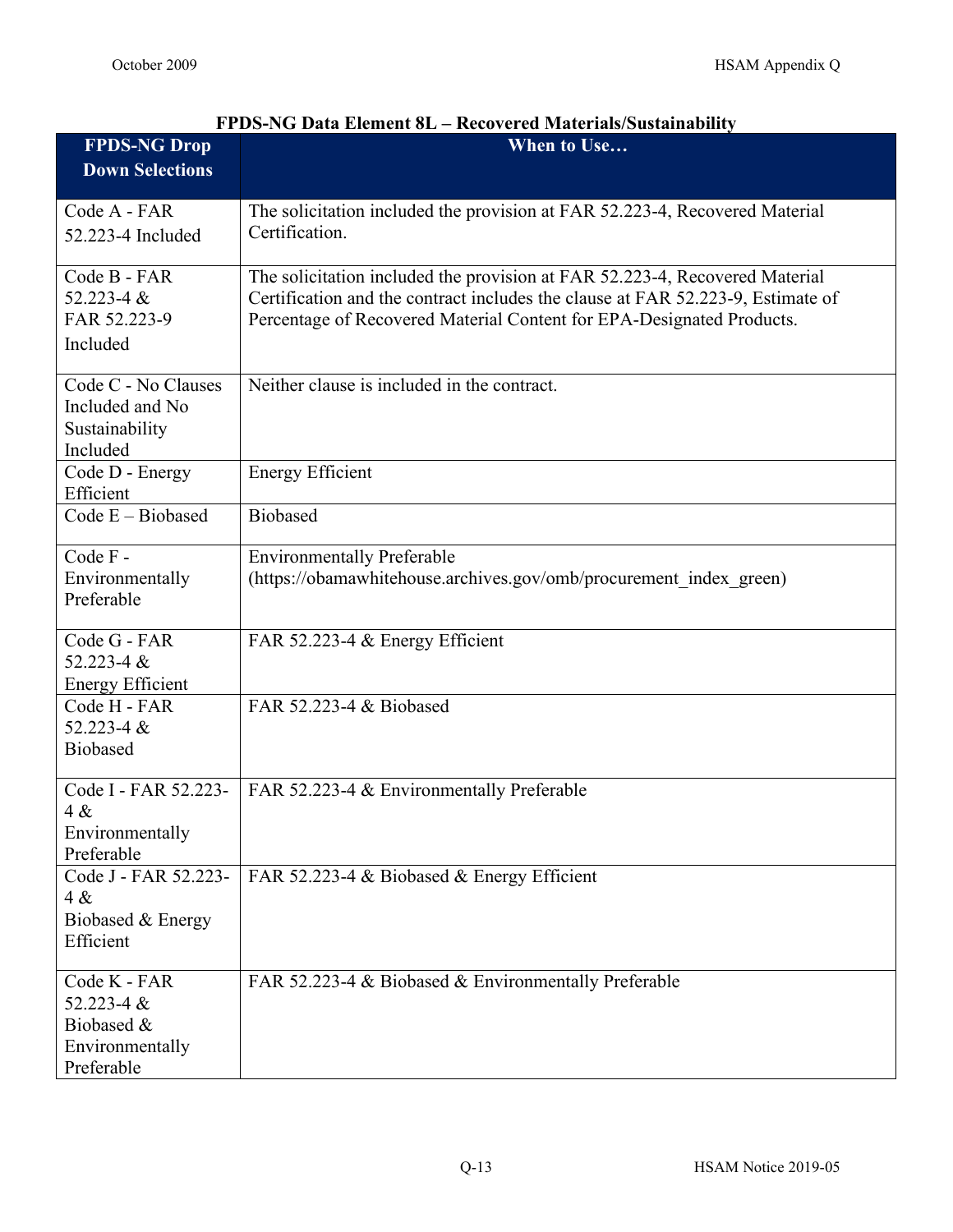**FPDS-NG Data Element 8L – Recovered Materials/Sustainability**

| FPDS-NG Drop Down Selections | When to Use… |
| --- | --- |
| Code A - FAR 52.223-4 Included | The solicitation included the provision at FAR 52.223-4, Recovered Material Certification. |
| Code B - FAR 52.223-4 & FAR 52.223-9 Included | The solicitation included the provision at FAR 52.223-4, Recovered Material Certification and the contract includes the clause at FAR 52.223-9, Estimate of Percentage of Recovered Material Content for EPA-Designated Products. |
| Code C - No Clauses Included and No Sustainability Included | Neither clause is included in the contract. |
| Code D - Energy Efficient | Energy Efficient |
| Code E – Biobased | Biobased |
| Code F - Environmentally Preferable | Environmentally Preferable (https://obamawhitehouse.archives.gov/omb/procurement_index_green) |
| Code G - FAR 52.223-4 & Energy Efficient | FAR 52.223-4 & Energy Efficient |
| Code H - FAR 52.223-4 & Biobased | FAR 52.223-4 & Biobased |
| Code I - FAR 52.223-4 & Environmentally Preferable | FAR 52.223-4 & Environmentally Preferable |
| Code J - FAR 52.223-4 & Biobased & Energy Efficient | FAR 52.223-4 & Biobased & Energy Efficient |
| Code K - FAR 52.223-4 & Biobased & Environmentally Preferable | FAR 52.223-4 & Biobased & Environmentally Preferable |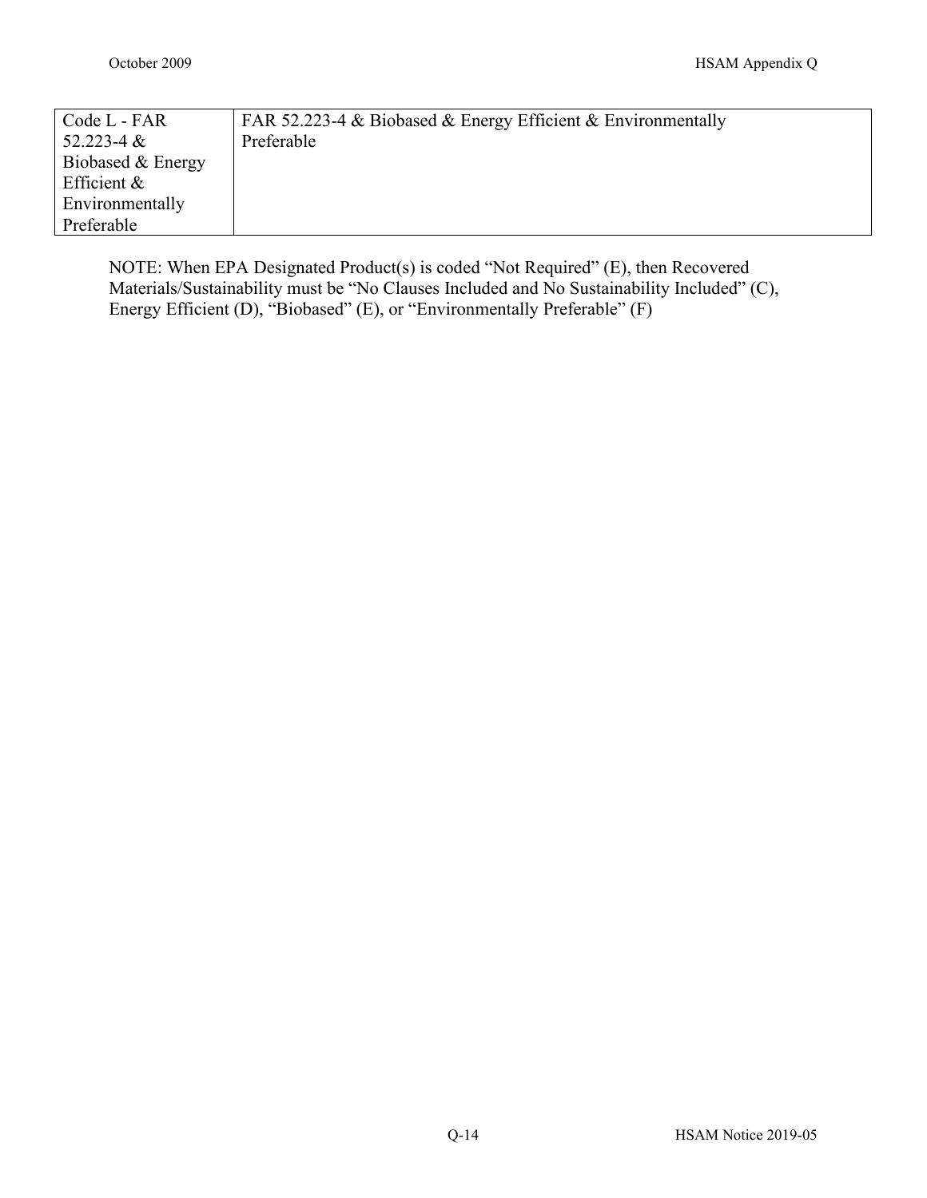| Code L - FAR 52.223-4 & Biobased & Energy Efficient & Environmentally Preferable | FAR 52.223-4 & Biobased & Energy Efficient & Environmentally Preferable |
|---|---|

NOTE: When EPA Designated Product(s) is coded "Not Required" (E), then Recovered Materials/Sustainability must be "No Clauses Included and No Sustainability Included" (C), Energy Efficient (D), "Biobased" (E), or "Environmentally Preferable" (F)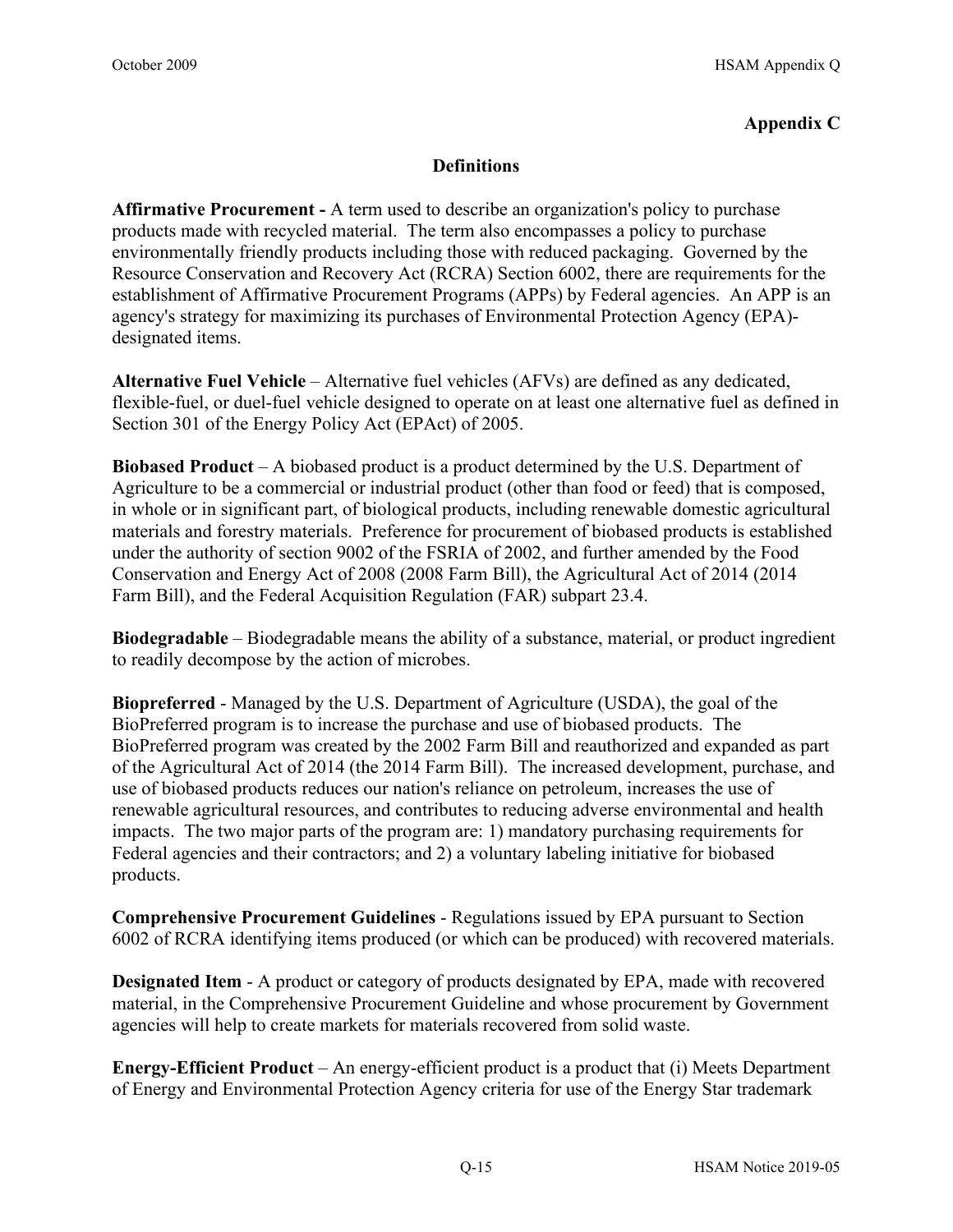**Appendix C**

## Definitions

**Affirmative Procurement -** A term used to describe an organization's policy to purchase products made with recycled material. The term also encompasses a policy to purchase environmentally friendly products including those with reduced packaging. Governed by the Resource Conservation and Recovery Act (RCRA) Section 6002, there are requirements for the establishment of Affirmative Procurement Programs (APPs) by Federal agencies. An APP is an agency's strategy for maximizing its purchases of Environmental Protection Agency (EPA)-designated items.

**Alternative Fuel Vehicle** – Alternative fuel vehicles (AFVs) are defined as any dedicated, flexible-fuel, or duel-fuel vehicle designed to operate on at least one alternative fuel as defined in Section 301 of the Energy Policy Act (EPAct) of 2005.

**Biobased Product** – A biobased product is a product determined by the U.S. Department of Agriculture to be a commercial or industrial product (other than food or feed) that is composed, in whole or in significant part, of biological products, including renewable domestic agricultural materials and forestry materials. Preference for procurement of biobased products is established under the authority of section 9002 of the FSRIA of 2002, and further amended by the Food Conservation and Energy Act of 2008 (2008 Farm Bill), the Agricultural Act of 2014 (2014 Farm Bill), and the Federal Acquisition Regulation (FAR) subpart 23.4.

**Biodegradable** – Biodegradable means the ability of a substance, material, or product ingredient to readily decompose by the action of microbes.

**Biopreferred** - Managed by the U.S. Department of Agriculture (USDA), the goal of the BioPreferred program is to increase the purchase and use of biobased products. The BioPreferred program was created by the 2002 Farm Bill and reauthorized and expanded as part of the Agricultural Act of 2014 (the 2014 Farm Bill). The increased development, purchase, and use of biobased products reduces our nation's reliance on petroleum, increases the use of renewable agricultural resources, and contributes to reducing adverse environmental and health impacts. The two major parts of the program are: 1) mandatory purchasing requirements for Federal agencies and their contractors; and 2) a voluntary labeling initiative for biobased products.

**Comprehensive Procurement Guidelines** - Regulations issued by EPA pursuant to Section 6002 of RCRA identifying items produced (or which can be produced) with recovered materials.

**Designated Item** - A product or category of products designated by EPA, made with recovered material, in the Comprehensive Procurement Guideline and whose procurement by Government agencies will help to create markets for materials recovered from solid waste.

**Energy-Efficient Product** – An energy-efficient product is a product that (i) Meets Department of Energy and Environmental Protection Agency criteria for use of the Energy Star trademark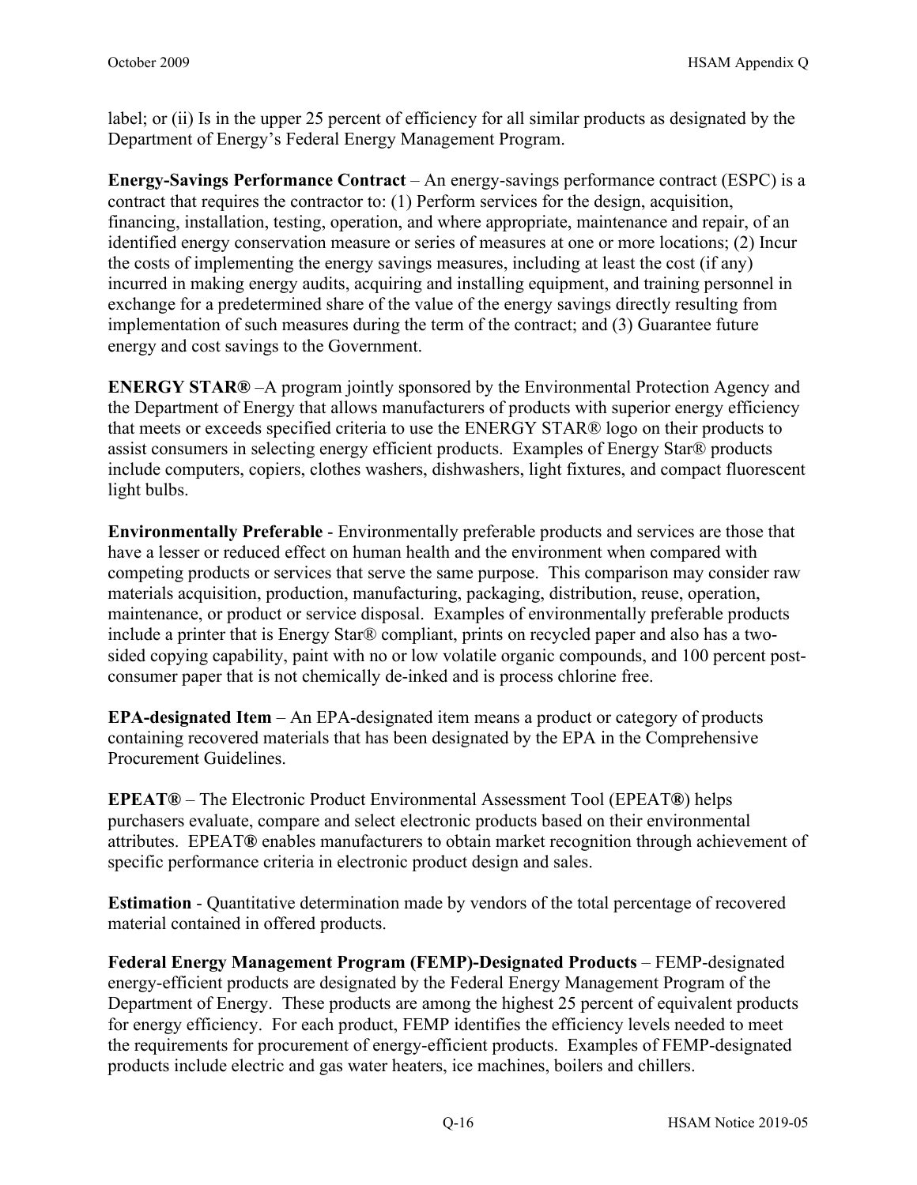label; or (ii) Is in the upper 25 percent of efficiency for all similar products as designated by the Department of Energy's Federal Energy Management Program.

**Energy-Savings Performance Contract** – An energy-savings performance contract (ESPC) is a contract that requires the contractor to: (1) Perform services for the design, acquisition, financing, installation, testing, operation, and where appropriate, maintenance and repair, of an identified energy conservation measure or series of measures at one or more locations; (2) Incur the costs of implementing the energy savings measures, including at least the cost (if any) incurred in making energy audits, acquiring and installing equipment, and training personnel in exchange for a predetermined share of the value of the energy savings directly resulting from implementation of such measures during the term of the contract; and (3) Guarantee future energy and cost savings to the Government.

**ENERGY STAR®** –A program jointly sponsored by the Environmental Protection Agency and the Department of Energy that allows manufacturers of products with superior energy efficiency that meets or exceeds specified criteria to use the ENERGY STAR® logo on their products to assist consumers in selecting energy efficient products. Examples of Energy Star® products include computers, copiers, clothes washers, dishwashers, light fixtures, and compact fluorescent light bulbs.

**Environmentally Preferable** - Environmentally preferable products and services are those that have a lesser or reduced effect on human health and the environment when compared with competing products or services that serve the same purpose. This comparison may consider raw materials acquisition, production, manufacturing, packaging, distribution, reuse, operation, maintenance, or product or service disposal. Examples of environmentally preferable products include a printer that is Energy Star® compliant, prints on recycled paper and also has a two-sided copying capability, paint with no or low volatile organic compounds, and 100 percent post-consumer paper that is not chemically de-inked and is process chlorine free.

**EPA-designated Item** – An EPA-designated item means a product or category of products containing recovered materials that has been designated by the EPA in the Comprehensive Procurement Guidelines.

**EPEAT®** – The Electronic Product Environmental Assessment Tool (EPEAT®) helps purchasers evaluate, compare and select electronic products based on their environmental attributes. EPEAT® enables manufacturers to obtain market recognition through achievement of specific performance criteria in electronic product design and sales.

**Estimation** - Quantitative determination made by vendors of the total percentage of recovered material contained in offered products.

**Federal Energy Management Program (FEMP)-Designated Products** – FEMP-designated energy-efficient products are designated by the Federal Energy Management Program of the Department of Energy. These products are among the highest 25 percent of equivalent products for energy efficiency. For each product, FEMP identifies the efficiency levels needed to meet the requirements for procurement of energy-efficient products. Examples of FEMP-designated products include electric and gas water heaters, ice machines, boilers and chillers.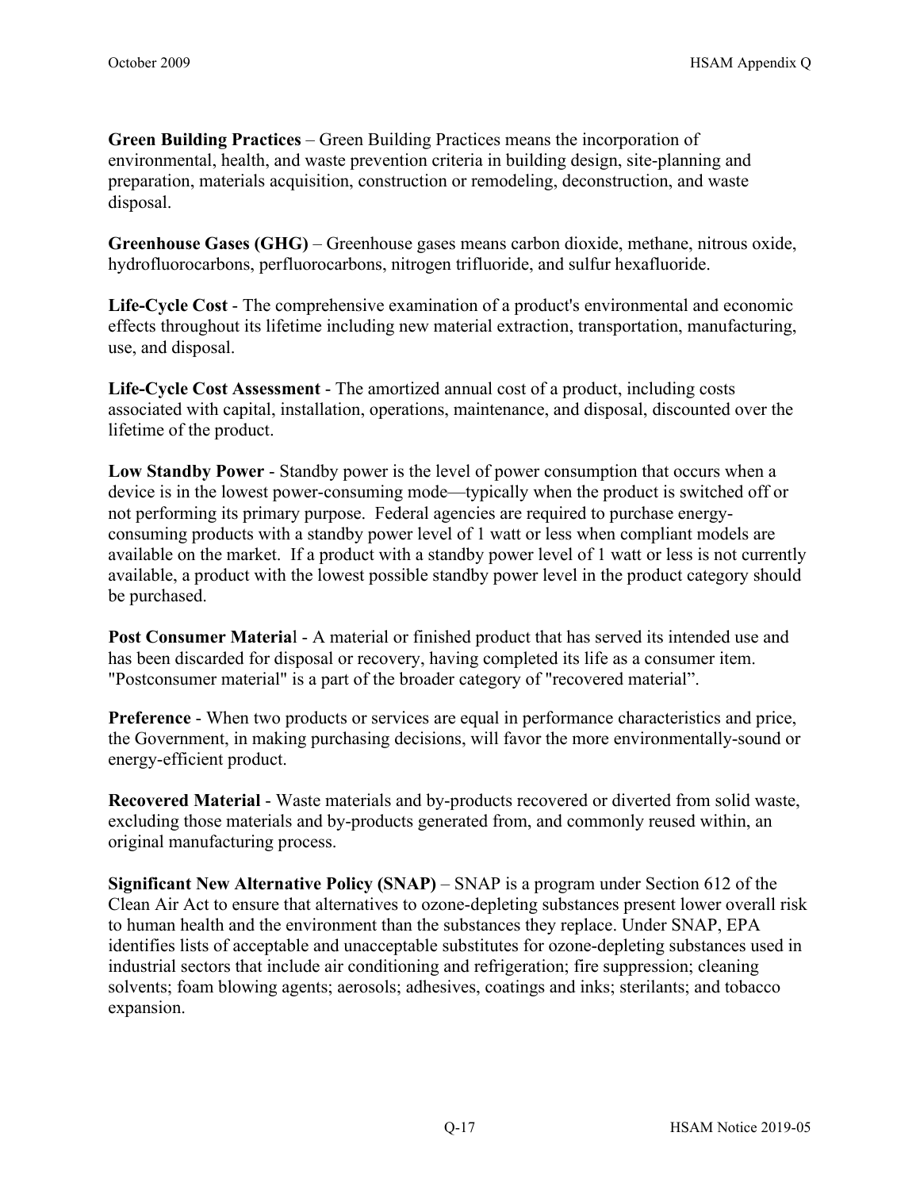**Green Building Practices** – Green Building Practices means the incorporation of environmental, health, and waste prevention criteria in building design, site-planning and preparation, materials acquisition, construction or remodeling, deconstruction, and waste disposal.

**Greenhouse Gases (GHG)** – Greenhouse gases means carbon dioxide, methane, nitrous oxide, hydrofluorocarbons, perfluorocarbons, nitrogen trifluoride, and sulfur hexafluoride.

**Life-Cycle Cost** - The comprehensive examination of a product's environmental and economic effects throughout its lifetime including new material extraction, transportation, manufacturing, use, and disposal.

**Life-Cycle Cost Assessment** - The amortized annual cost of a product, including costs associated with capital, installation, operations, maintenance, and disposal, discounted over the lifetime of the product.

**Low Standby Power** - Standby power is the level of power consumption that occurs when a device is in the lowest power-consuming mode—typically when the product is switched off or not performing its primary purpose. Federal agencies are required to purchase energy-consuming products with a standby power level of 1 watt or less when compliant models are available on the market. If a product with a standby power level of 1 watt or less is not currently available, a product with the lowest possible standby power level in the product category should be purchased.

**Post Consumer Materia**l - A material or finished product that has served its intended use and has been discarded for disposal or recovery, having completed its life as a consumer item. "Postconsumer material" is a part of the broader category of "recovered material".

**Preference** - When two products or services are equal in performance characteristics and price, the Government, in making purchasing decisions, will favor the more environmentally-sound or energy-efficient product.

**Recovered Material** - Waste materials and by-products recovered or diverted from solid waste, excluding those materials and by-products generated from, and commonly reused within, an original manufacturing process.

**Significant New Alternative Policy (SNAP)** – SNAP is a program under Section 612 of the Clean Air Act to ensure that alternatives to ozone-depleting substances present lower overall risk to human health and the environment than the substances they replace. Under SNAP, EPA identifies lists of acceptable and unacceptable substitutes for ozone-depleting substances used in industrial sectors that include air conditioning and refrigeration; fire suppression; cleaning solvents; foam blowing agents; aerosols; adhesives, coatings and inks; sterilants; and tobacco expansion.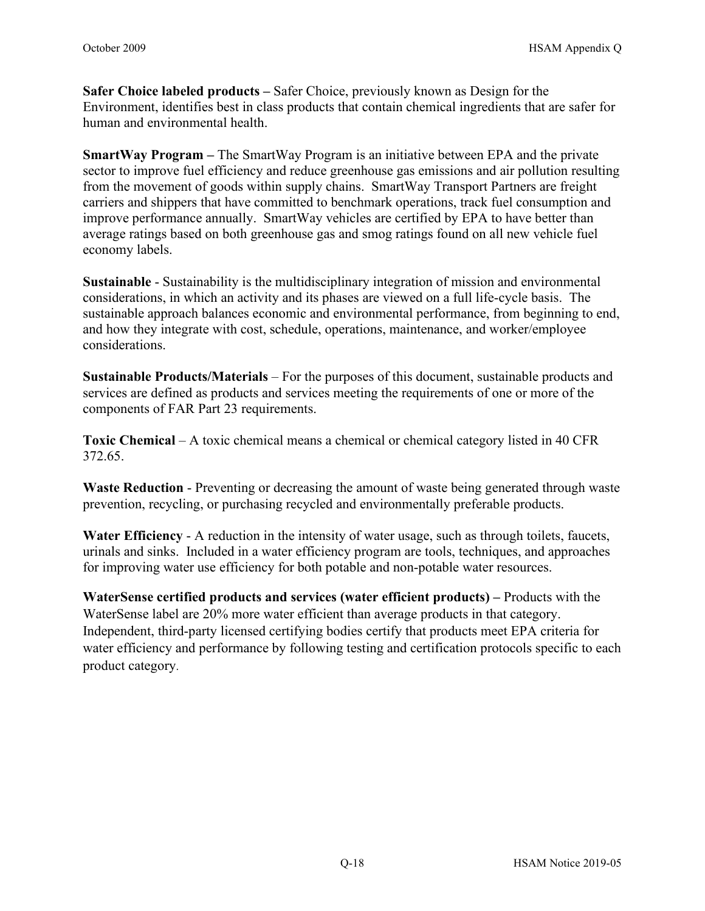**Safer Choice labeled products –** Safer Choice, previously known as Design for the Environment, identifies best in class products that contain chemical ingredients that are safer for human and environmental health.

**SmartWay Program –** The SmartWay Program is an initiative between EPA and the private sector to improve fuel efficiency and reduce greenhouse gas emissions and air pollution resulting from the movement of goods within supply chains. SmartWay Transport Partners are freight carriers and shippers that have committed to benchmark operations, track fuel consumption and improve performance annually. SmartWay vehicles are certified by EPA to have better than average ratings based on both greenhouse gas and smog ratings found on all new vehicle fuel economy labels.

**Sustainable** - Sustainability is the multidisciplinary integration of mission and environmental considerations, in which an activity and its phases are viewed on a full life-cycle basis. The sustainable approach balances economic and environmental performance, from beginning to end, and how they integrate with cost, schedule, operations, maintenance, and worker/employee considerations.

**Sustainable Products/Materials** – For the purposes of this document, sustainable products and services are defined as products and services meeting the requirements of one or more of the components of FAR Part 23 requirements.

**Toxic Chemical** – A toxic chemical means a chemical or chemical category listed in 40 CFR 372.65.

**Waste Reduction** - Preventing or decreasing the amount of waste being generated through waste prevention, recycling, or purchasing recycled and environmentally preferable products.

**Water Efficiency** - A reduction in the intensity of water usage, such as through toilets, faucets, urinals and sinks. Included in a water efficiency program are tools, techniques, and approaches for improving water use efficiency for both potable and non-potable water resources.

**WaterSense certified products and services (water efficient products) –** Products with the WaterSense label are 20% more water efficient than average products in that category. Independent, third-party licensed certifying bodies certify that products meet EPA criteria for water efficiency and performance by following testing and certification protocols specific to each product category.